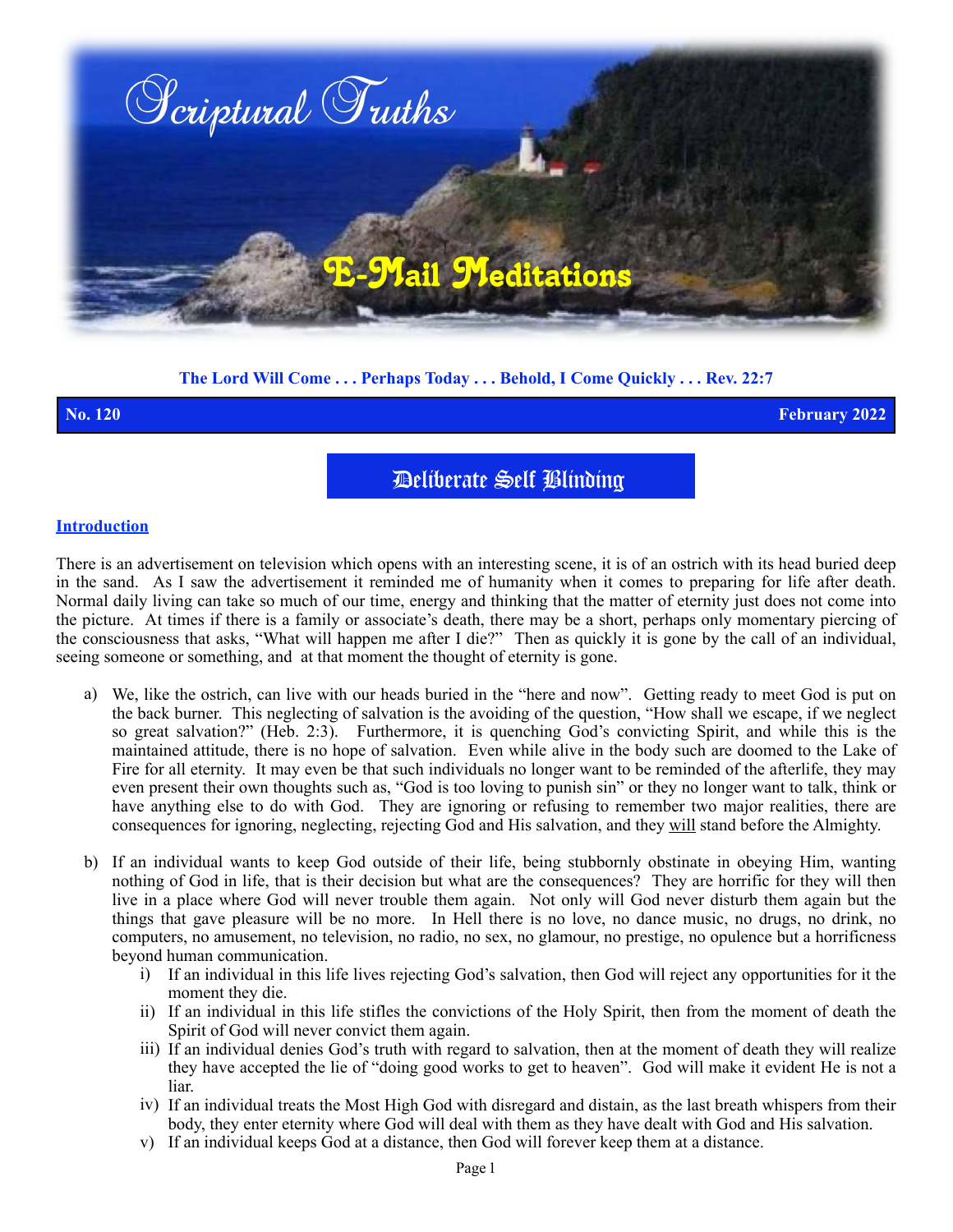# Scriptural Truths

## E-Mail Meditations

**The Lord Will Come . . . Perhaps Today . . . Behold, I Come Quickly . . . Rev. 22:7**

**No. 120** **February 2022**

## Deliberate Self Blinding

### Introduction

There is an advertisement on television which opens with an interesting scene, it is of an ostrich with its head buried deep in the sand. As I saw the advertisement it reminded me of humanity when it comes to preparing for life after death. Normal daily living can take so much of our time, energy and thinking that the matter of eternity just does not come into the picture. At times if there is a family or associate's death, there may be a short, perhaps only momentary piercing of the consciousness that asks, "What will happen me after I die?" Then as quickly it is gone by the call of an individual, seeing someone or something, and at that moment the thought of eternity is gone.

a) We, like the ostrich, can live with our heads buried in the "here and now". Getting ready to meet God is put on the back burner. This neglecting of salvation is the avoiding of the question, "How shall we escape, if we neglect so great salvation?" (Heb. 2:3). Furthermore, it is quenching God's convicting Spirit, and while this is the maintained attitude, there is no hope of salvation. Even while alive in the body such are doomed to the Lake of Fire for all eternity. It may even be that such individuals no longer want to be reminded of the afterlife, they may even present their own thoughts such as, "God is too loving to punish sin" or they no longer want to talk, think or have anything else to do with God. They are ignoring or refusing to remember two major realities, there are consequences for ignoring, neglecting, rejecting God and His salvation, and they <u>will</u> stand before the Almighty.

b) If an individual wants to keep God outside of their life, being stubbornly obstinate in obeying Him, wanting nothing of God in life, that is their decision but what are the consequences? They are horrific for they will then live in a place where God will never trouble them again. Not only will God never disturb them again but the things that gave pleasure will be no more. In Hell there is no love, no dance music, no drugs, no drink, no computers, no amusement, no television, no radio, no sex, no glamour, no prestige, no opulence but a horrificness beyond human communication.
   i) If an individual in this life lives rejecting God's salvation, then God will reject any opportunities for it the moment they die.
   ii) If an individual in this life stifles the convictions of the Holy Spirit, then from the moment of death the Spirit of God will never convict them again.
   iii) If an individual denies God's truth with regard to salvation, then at the moment of death they will realize they have accepted the lie of "doing good works to get to heaven". God will make it evident He is not a liar.
   iv) If an individual treats the Most High God with disregard and distain, as the last breath whispers from their body, they enter eternity where God will deal with them as they have dealt with God and His salvation.
   v) If an individual keeps God at a distance, then God will forever keep them at a distance.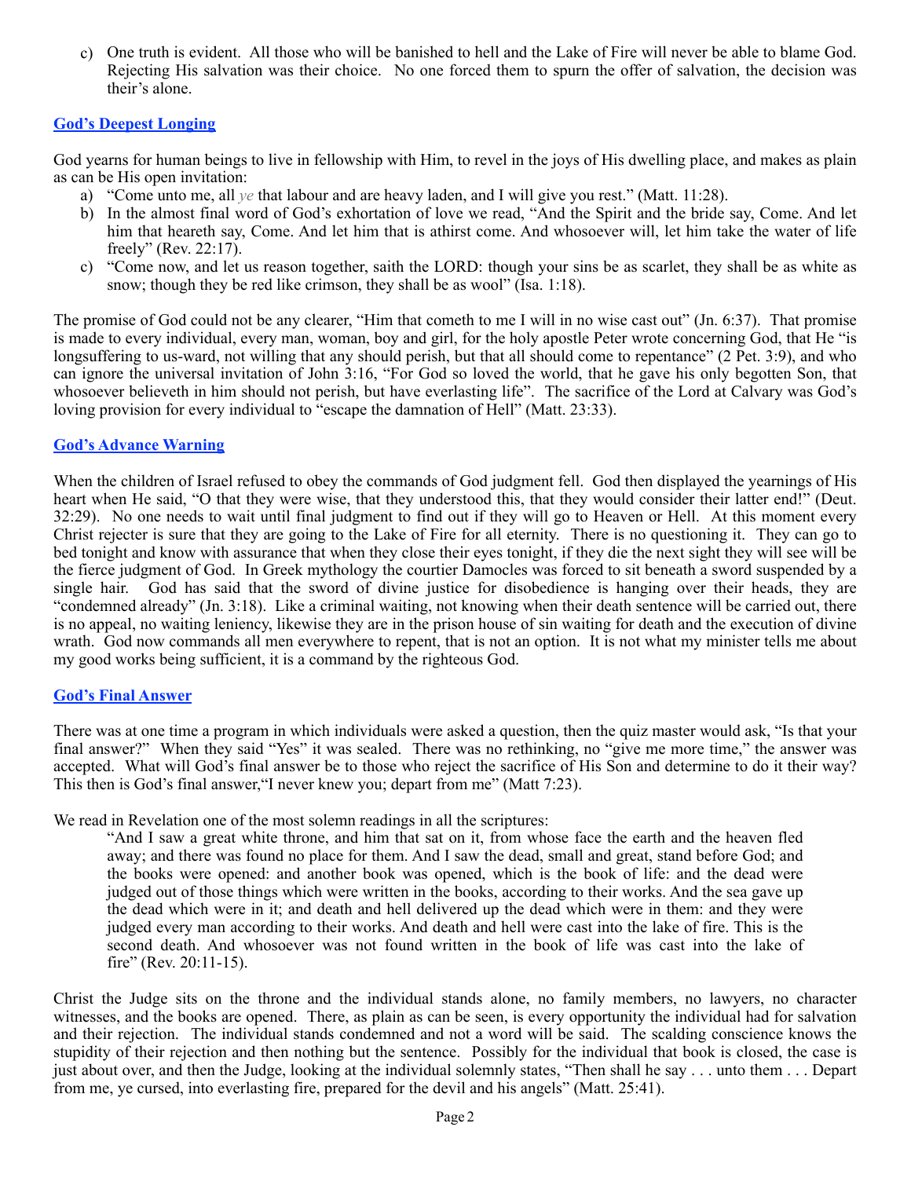c) One truth is evident. All those who will be banished to hell and the Lake of Fire will never be able to blame God. Rejecting His salvation was their choice. No one forced them to spurn the offer of salvation, the decision was their's alone.

## God's Deepest Longing

God yearns for human beings to live in fellowship with Him, to revel in the joys of His dwelling place, and makes as plain as can be His open invitation:

a) "Come unto me, all *ye* that labour and are heavy laden, and I will give you rest." (Matt. 11:28).
b) In the almost final word of God's exhortation of love we read, "And the Spirit and the bride say, Come. And let him that heareth say, Come. And let him that is athirst come. And whosoever will, let him take the water of life freely" (Rev. 22:17).
c) "Come now, and let us reason together, saith the LORD: though your sins be as scarlet, they shall be as white as snow; though they be red like crimson, they shall be as wool" (Isa. 1:18).

The promise of God could not be any clearer, "Him that cometh to me I will in no wise cast out" (Jn. 6:37). That promise is made to every individual, every man, woman, boy and girl, for the holy apostle Peter wrote concerning God, that He "is longsuffering to us-ward, not willing that any should perish, but that all should come to repentance" (2 Pet. 3:9), and who can ignore the universal invitation of John 3:16, "For God so loved the world, that he gave his only begotten Son, that whosoever believeth in him should not perish, but have everlasting life". The sacrifice of the Lord at Calvary was God's loving provision for every individual to "escape the damnation of Hell" (Matt. 23:33).

## God's Advance Warning

When the children of Israel refused to obey the commands of God judgment fell. God then displayed the yearnings of His heart when He said, "O that they were wise, that they understood this, that they would consider their latter end!" (Deut. 32:29). No one needs to wait until final judgment to find out if they will go to Heaven or Hell. At this moment every Christ rejecter is sure that they are going to the Lake of Fire for all eternity. There is no questioning it. They can go to bed tonight and know with assurance that when they close their eyes tonight, if they die the next sight they will see will be the fierce judgment of God. In Greek mythology the courtier Damocles was forced to sit beneath a sword suspended by a single hair. God has said that the sword of divine justice for disobedience is hanging over their heads, they are "condemned already" (Jn. 3:18). Like a criminal waiting, not knowing when their death sentence will be carried out, there is no appeal, no waiting leniency, likewise they are in the prison house of sin waiting for death and the execution of divine wrath. God now commands all men everywhere to repent, that is not an option. It is not what my minister tells me about my good works being sufficient, it is a command by the righteous God.

## God's Final Answer

There was at one time a program in which individuals were asked a question, then the quiz master would ask, "Is that your final answer?" When they said "Yes" it was sealed. There was no rethinking, no "give me more time," the answer was accepted. What will God's final answer be to those who reject the sacrifice of His Son and determine to do it their way? This then is God's final answer,"I never knew you; depart from me" (Matt 7:23).

We read in Revelation one of the most solemn readings in all the scriptures:

> "And I saw a great white throne, and him that sat on it, from whose face the earth and the heaven fled away; and there was found no place for them. And I saw the dead, small and great, stand before God; and the books were opened: and another book was opened, which is the book of life: and the dead were judged out of those things which were written in the books, according to their works. And the sea gave up the dead which were in it; and death and hell delivered up the dead which were in them: and they were judged every man according to their works. And death and hell were cast into the lake of fire. This is the second death. And whosoever was not found written in the book of life was cast into the lake of fire" (Rev. 20:11-15).

Christ the Judge sits on the throne and the individual stands alone, no family members, no lawyers, no character witnesses, and the books are opened. There, as plain as can be seen, is every opportunity the individual had for salvation and their rejection. The individual stands condemned and not a word will be said. The scalding conscience knows the stupidity of their rejection and then nothing but the sentence. Possibly for the individual that book is closed, the case is just about over, and then the Judge, looking at the individual solemnly states, "Then shall he say . . . unto them . . . Depart from me, ye cursed, into everlasting fire, prepared for the devil and his angels" (Matt. 25:41).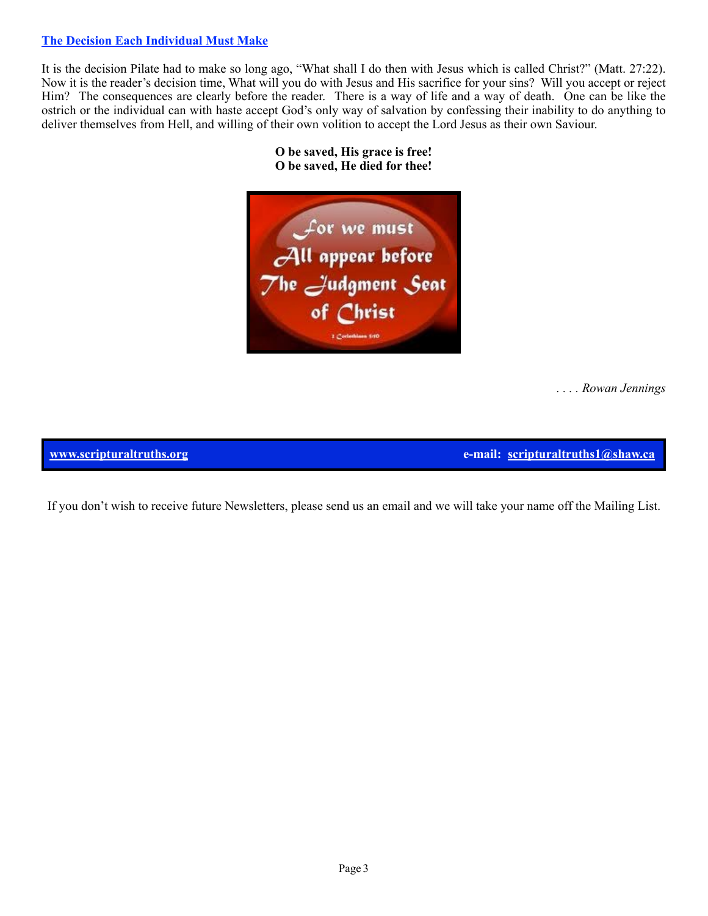**The Decision Each Individual Must Make**

It is the decision Pilate had to make so long ago, "What shall I do then with Jesus which is called Christ?" (Matt. 27:22). Now it is the reader's decision time, What will you do with Jesus and His sacrifice for your sins? Will you accept or reject Him? The consequences are clearly before the reader. There is a way of life and a way of death. One can be like the ostrich or the individual can with haste accept God's only way of salvation by confessing their inability to do anything to deliver themselves from Hell, and willing of their own volition to accept the Lord Jesus as their own Saviour.

**O be saved, His grace is free!**
**O be saved, He died for thee!**

For we must All appear before The Judgment Seat of Christ

2 Corinthians 5:10

. . . . *Rowan Jennings*

**www.scripturaltruths.org** **e-mail: scripturaltruths1@shaw.ca**

If you don't wish to receive future Newsletters, please send us an email and we will take your name off the Mailing List.